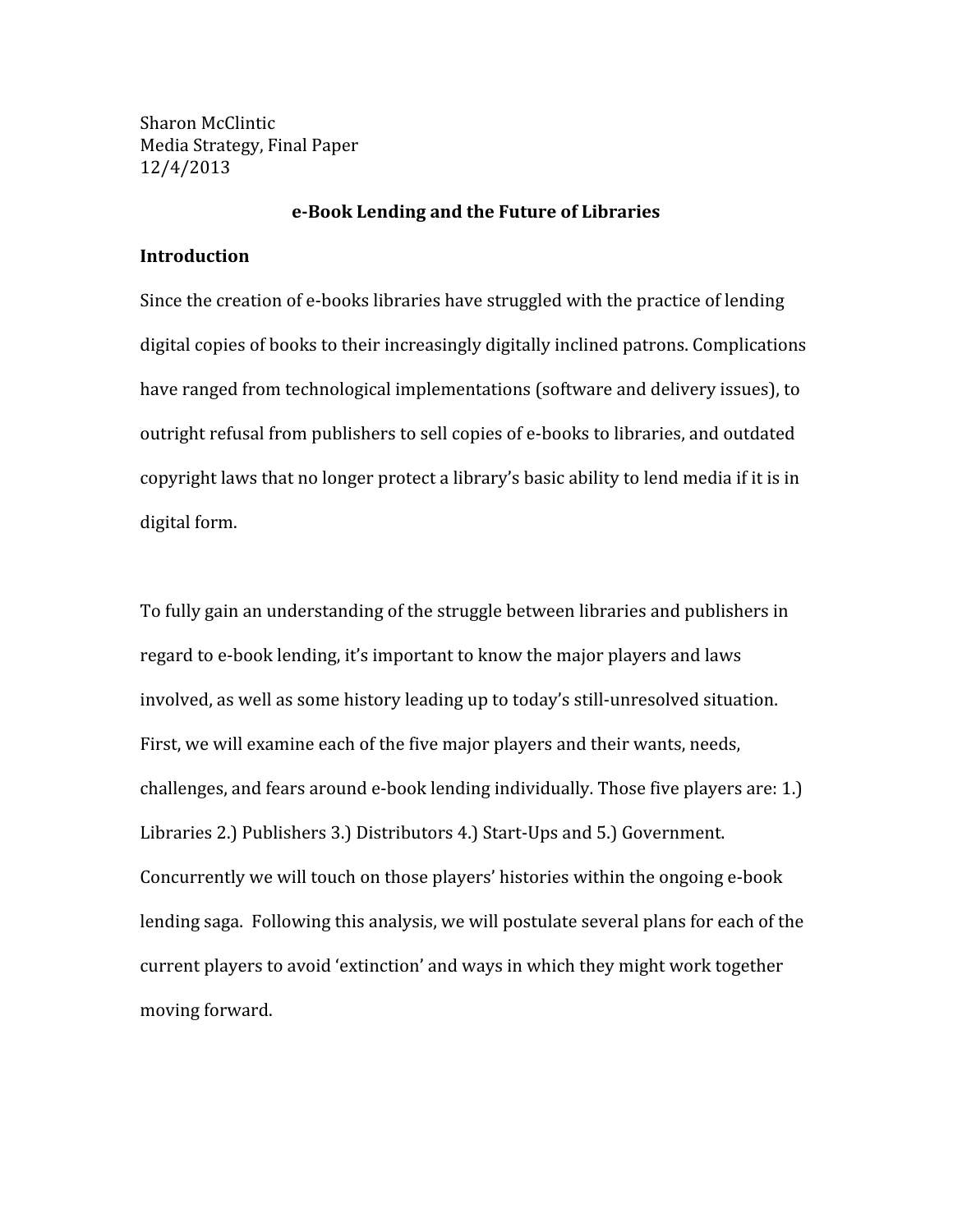Sharon McClintic
Media Strategy, Final Paper
12/4/2013

# e-Book Lending and the Future of Libraries

## Introduction

Since the creation of e-books libraries have struggled with the practice of lending digital copies of books to their increasingly digitally inclined patrons. Complications have ranged from technological implementations (software and delivery issues), to outright refusal from publishers to sell copies of e-books to libraries, and outdated copyright laws that no longer protect a library's basic ability to lend media if it is in digital form.

To fully gain an understanding of the struggle between libraries and publishers in regard to e-book lending, it's important to know the major players and laws involved, as well as some history leading up to today's still-unresolved situation. First, we will examine each of the five major players and their wants, needs, challenges, and fears around e-book lending individually. Those five players are: 1.) Libraries 2.) Publishers 3.) Distributors 4.) Start-Ups and 5.) Government. Concurrently we will touch on those players' histories within the ongoing e-book lending saga. Following this analysis, we will postulate several plans for each of the current players to avoid 'extinction' and ways in which they might work together moving forward.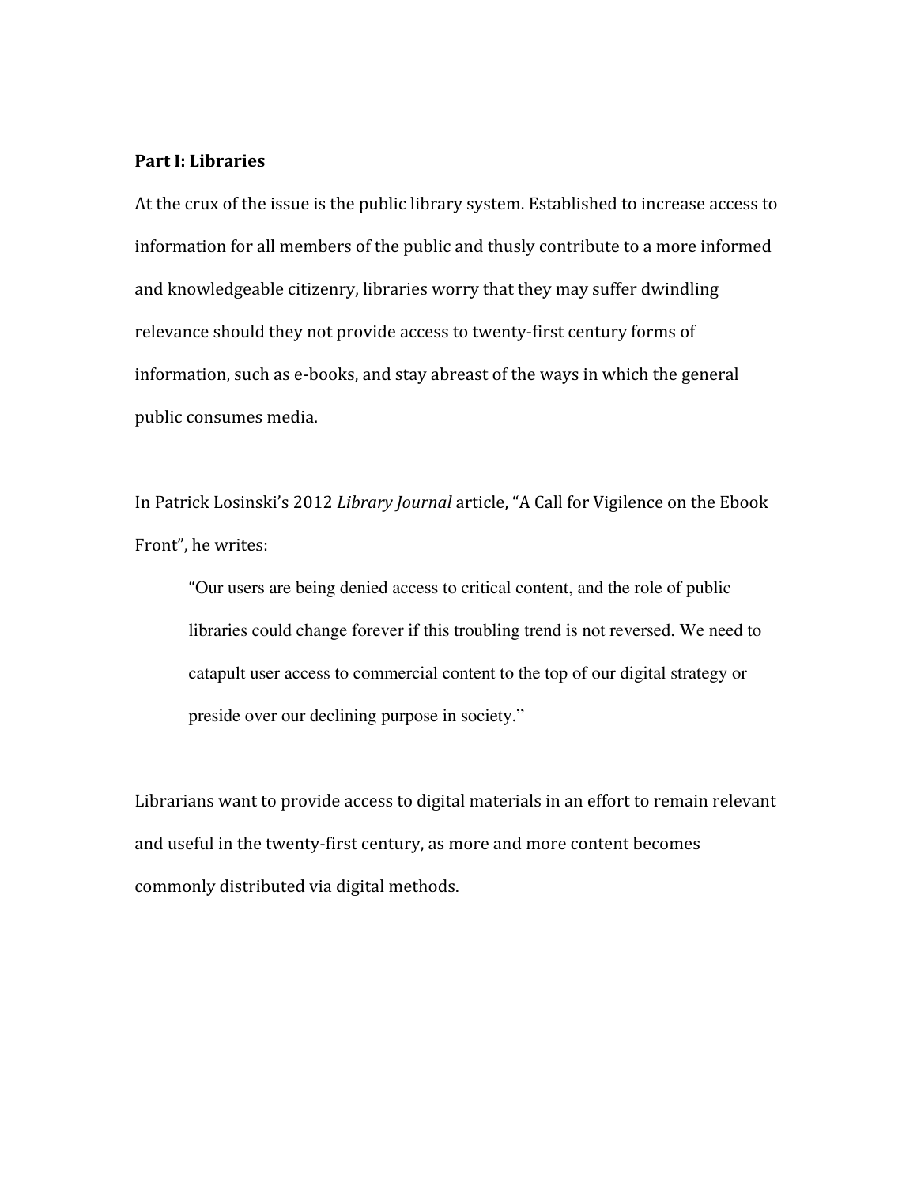**Part I: Libraries**

At the crux of the issue is the public library system. Established to increase access to information for all members of the public and thusly contribute to a more informed and knowledgeable citizenry, libraries worry that they may suffer dwindling relevance should they not provide access to twenty-first century forms of information, such as e-books, and stay abreast of the ways in which the general public consumes media.

In Patrick Losinski's 2012 *Library Journal* article, "A Call for Vigilence on the Ebook Front", he writes:

> "Our users are being denied access to critical content, and the role of public libraries could change forever if this troubling trend is not reversed. We need to catapult user access to commercial content to the top of our digital strategy or preside over our declining purpose in society."

Librarians want to provide access to digital materials in an effort to remain relevant and useful in the twenty-first century, as more and more content becomes commonly distributed via digital methods.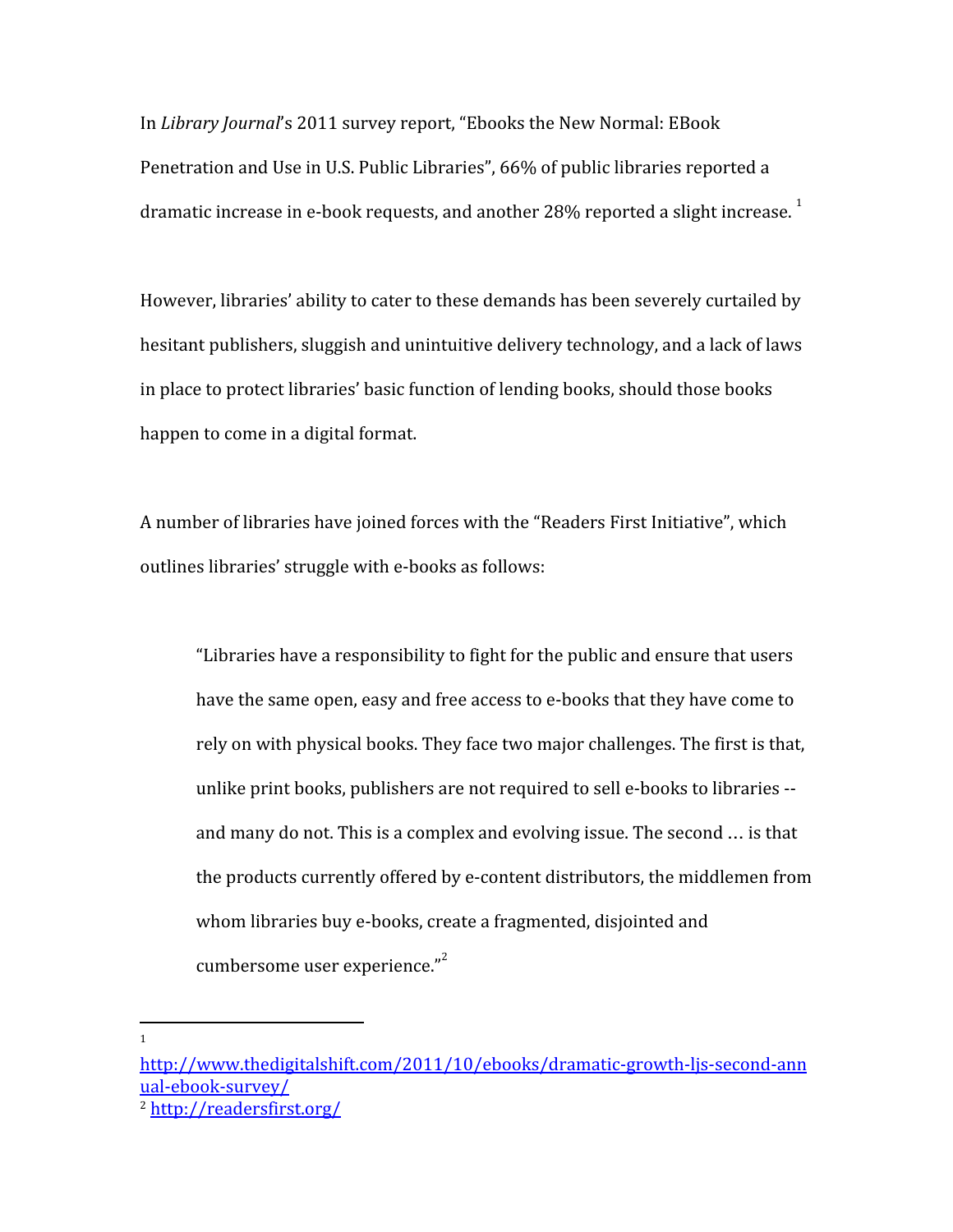In *Library Journal*'s 2011 survey report, "Ebooks the New Normal: EBook Penetration and Use in U.S. Public Libraries", 66% of public libraries reported a dramatic increase in e-book requests, and another 28% reported a slight increase.[1]

However, libraries' ability to cater to these demands has been severely curtailed by hesitant publishers, sluggish and unintuitive delivery technology, and a lack of laws in place to protect libraries' basic function of lending books, should those books happen to come in a digital format.

A number of libraries have joined forces with the "Readers First Initiative", which outlines libraries' struggle with e-books as follows:

> "Libraries have a responsibility to fight for the public and ensure that users have the same open, easy and free access to e-books that they have come to rely on with physical books. They face two major challenges. The first is that, unlike print books, publishers are not required to sell e-books to libraries -- and many do not. This is a complex and evolving issue. The second … is that the products currently offered by e-content distributors, the middlemen from whom libraries buy e-books, create a fragmented, disjointed and cumbersome user experience."[2]

---

[1] http://www.thedigitalshift.com/2011/10/ebooks/dramatic-growth-ljs-second-annual-ebook-survey/

[2] http://readersfirst.org/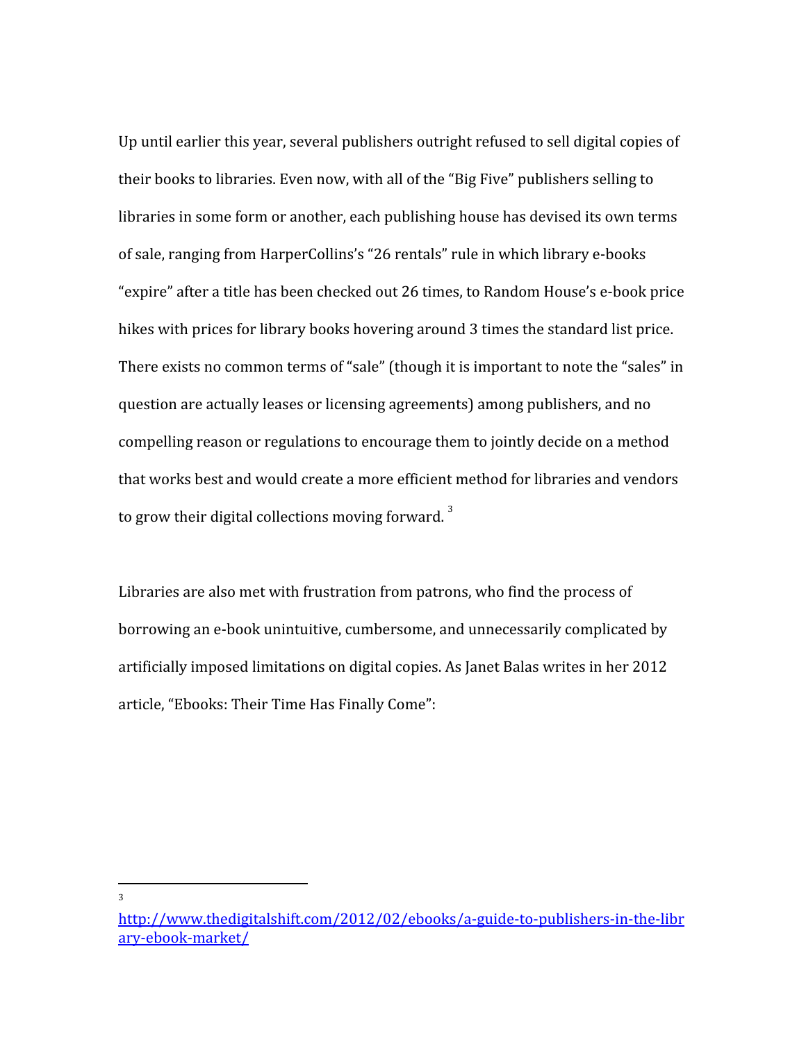Up until earlier this year, several publishers outright refused to sell digital copies of their books to libraries. Even now, with all of the "Big Five" publishers selling to libraries in some form or another, each publishing house has devised its own terms of sale, ranging from HarperCollins's "26 rentals" rule in which library e-books "expire" after a title has been checked out 26 times, to Random House's e-book price hikes with prices for library books hovering around 3 times the standard list price. There exists no common terms of "sale" (though it is important to note the "sales" in question are actually leases or licensing agreements) among publishers, and no compelling reason or regulations to encourage them to jointly decide on a method that works best and would create a more efficient method for libraries and vendors to grow their digital collections moving forward. [3]

Libraries are also met with frustration from patrons, who find the process of borrowing an e-book unintuitive, cumbersome, and unnecessarily complicated by artificially imposed limitations on digital copies. As Janet Balas writes in her 2012 article, "Ebooks: Their Time Has Finally Come":

---

[3] http://www.thedigitalshift.com/2012/02/ebooks/a-guide-to-publishers-in-the-library-ebook-market/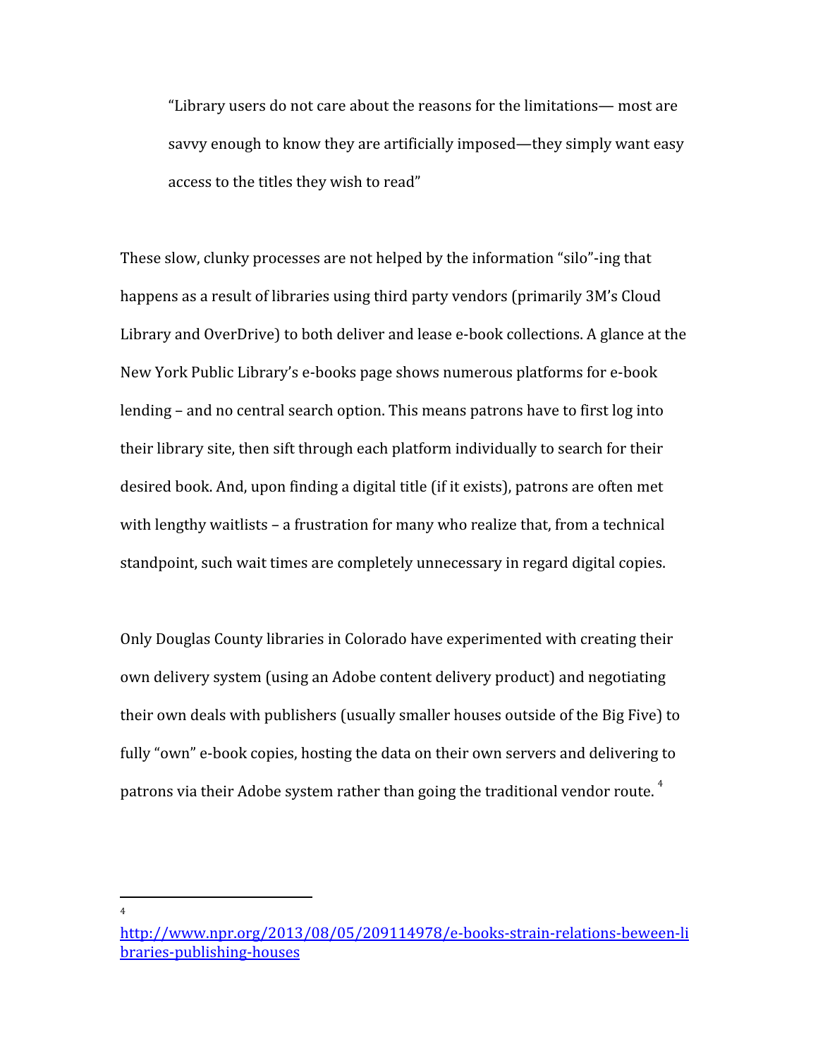> "Library users do not care about the reasons for the limitations— most are savvy enough to know they are artificially imposed—they simply want easy access to the titles they wish to read"

These slow, clunky processes are not helped by the information "silo"-ing that happens as a result of libraries using third party vendors (primarily 3M's Cloud Library and OverDrive) to both deliver and lease e-book collections. A glance at the New York Public Library's e-books page shows numerous platforms for e-book lending – and no central search option. This means patrons have to first log into their library site, then sift through each platform individually to search for their desired book. And, upon finding a digital title (if it exists), patrons are often met with lengthy waitlists – a frustration for many who realize that, from a technical standpoint, such wait times are completely unnecessary in regard digital copies.

Only Douglas County libraries in Colorado have experimented with creating their own delivery system (using an Adobe content delivery product) and negotiating their own deals with publishers (usually smaller houses outside of the Big Five) to fully "own" e-book copies, hosting the data on their own servers and delivering to patrons via their Adobe system rather than going the traditional vendor route. [4]

---

[4] http://www.npr.org/2013/08/05/209114978/e-books-strain-relations-beween-libraries-publishing-houses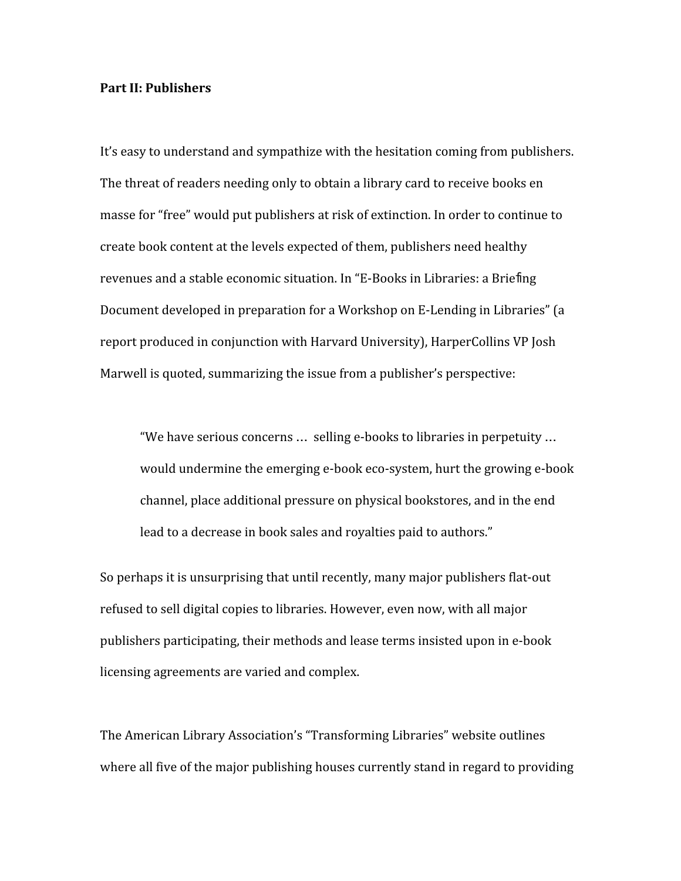**Part II: Publishers**

It's easy to understand and sympathize with the hesitation coming from publishers. The threat of readers needing only to obtain a library card to receive books en masse for "free" would put publishers at risk of extinction. In order to continue to create book content at the levels expected of them, publishers need healthy revenues and a stable economic situation. In "E-Books in Libraries: a Briefing Document developed in preparation for a Workshop on E-Lending in Libraries" (a report produced in conjunction with Harvard University), HarperCollins VP Josh Marwell is quoted, summarizing the issue from a publisher's perspective:

> "We have serious concerns … selling e-books to libraries in perpetuity … would undermine the emerging e-book eco-system, hurt the growing e-book channel, place additional pressure on physical bookstores, and in the end lead to a decrease in book sales and royalties paid to authors."

So perhaps it is unsurprising that until recently, many major publishers flat-out refused to sell digital copies to libraries. However, even now, with all major publishers participating, their methods and lease terms insisted upon in e-book licensing agreements are varied and complex.

The American Library Association's "Transforming Libraries" website outlines where all five of the major publishing houses currently stand in regard to providing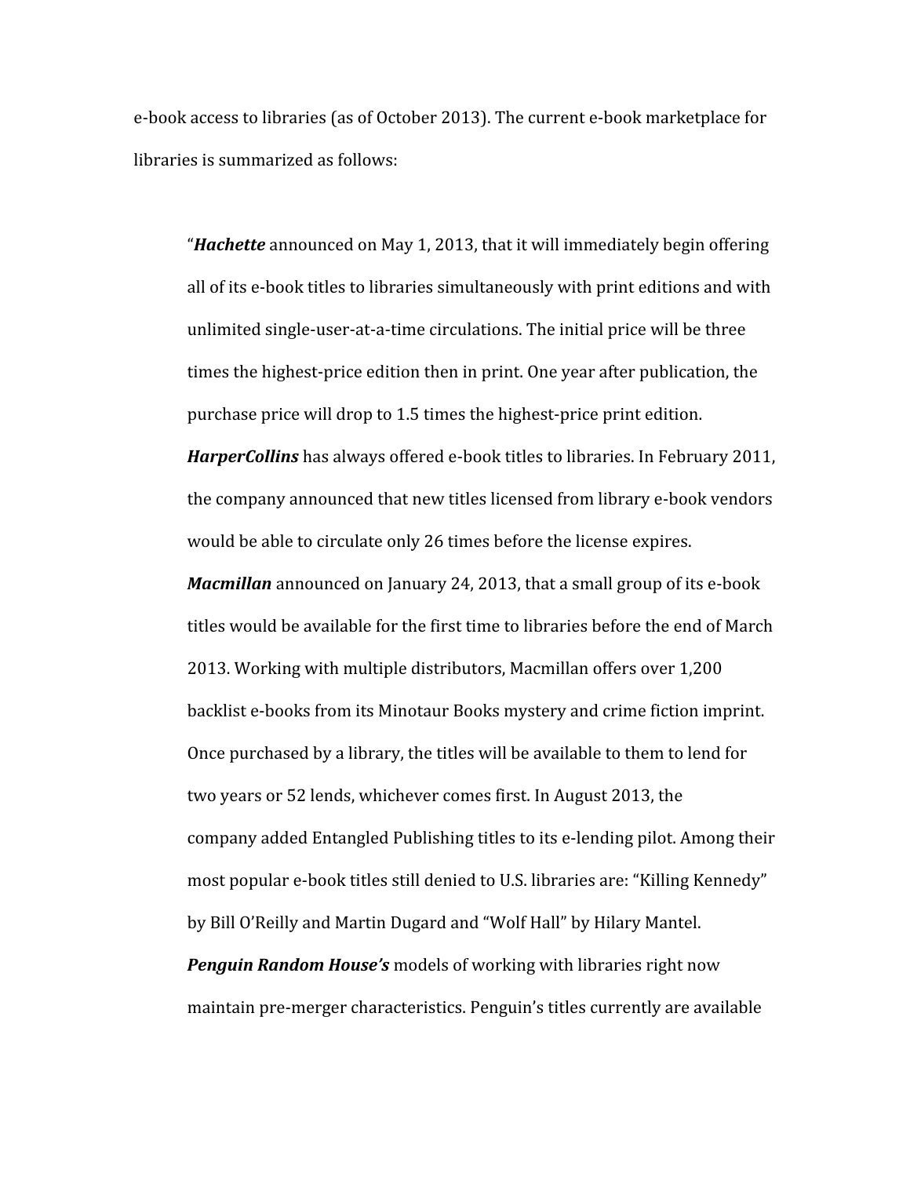e-book access to libraries (as of October 2013). The current e-book marketplace for libraries is summarized as follows:

> "***Hachette*** announced on May 1, 2013, that it will immediately begin offering all of its e-book titles to libraries simultaneously with print editions and with unlimited single-user-at-a-time circulations. The initial price will be three times the highest-price edition then in print. One year after publication, the purchase price will drop to 1.5 times the highest-price print edition.
>
> ***HarperCollins*** has always offered e-book titles to libraries. In February 2011, the company announced that new titles licensed from library e-book vendors would be able to circulate only 26 times before the license expires.
>
> ***Macmillan*** announced on January 24, 2013, that a small group of its e-book titles would be available for the first time to libraries before the end of March 2013. Working with multiple distributors, Macmillan offers over 1,200 backlist e-books from its Minotaur Books mystery and crime fiction imprint. Once purchased by a library, the titles will be available to them to lend for two years or 52 lends, whichever comes first. In August 2013, the company added Entangled Publishing titles to its e-lending pilot. Among their most popular e-book titles still denied to U.S. libraries are: "Killing Kennedy" by Bill O'Reilly and Martin Dugard and "Wolf Hall" by Hilary Mantel.
>
> ***Penguin Random House's*** models of working with libraries right now maintain pre-merger characteristics. Penguin's titles currently are available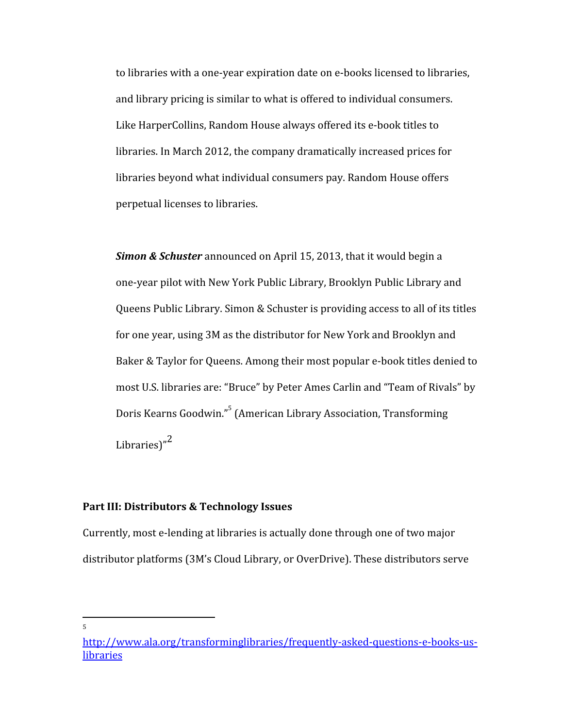to libraries with a one-year expiration date on e-books licensed to libraries, and library pricing is similar to what is offered to individual consumers. Like HarperCollins, Random House always offered its e-book titles to libraries. In March 2012, the company dramatically increased prices for libraries beyond what individual consumers pay. Random House offers perpetual licenses to libraries.

***Simon & Schuster*** announced on April 15, 2013, that it would begin a one-year pilot with New York Public Library, Brooklyn Public Library and Queens Public Library. Simon & Schuster is providing access to all of its titles for one year, using 3M as the distributor for New York and Brooklyn and Baker & Taylor for Queens. Among their most popular e-book titles denied to most U.S. libraries are: "Bruce" by Peter Ames Carlin and "Team of Rivals" by Doris Kearns Goodwin."[5] (American Library Association, Transforming Libraries)"[2]

**Part III: Distributors & Technology Issues**

Currently, most e-lending at libraries is actually done through one of two major distributor platforms (3M's Cloud Library, or OverDrive). These distributors serve

---

5 http://www.ala.org/transforminglibraries/frequently-asked-questions-e-books-us-libraries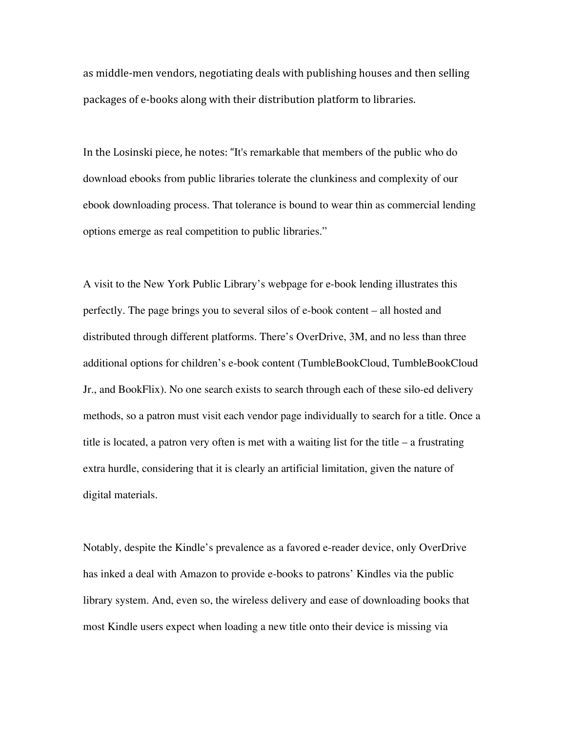as middle-men vendors, negotiating deals with publishing houses and then selling packages of e-books along with their distribution platform to libraries.

In the Losinski piece, he notes: "It's remarkable that members of the public who do download ebooks from public libraries tolerate the clunkiness and complexity of our ebook downloading process. That tolerance is bound to wear thin as commercial lending options emerge as real competition to public libraries."

A visit to the New York Public Library's webpage for e-book lending illustrates this perfectly. The page brings you to several silos of e-book content – all hosted and distributed through different platforms. There's OverDrive, 3M, and no less than three additional options for children's e-book content (TumbleBookCloud, TumbleBookCloud Jr., and BookFlix). No one search exists to search through each of these silo-ed delivery methods, so a patron must visit each vendor page individually to search for a title. Once a title is located, a patron very often is met with a waiting list for the title – a frustrating extra hurdle, considering that it is clearly an artificial limitation, given the nature of digital materials.

Notably, despite the Kindle's prevalence as a favored e-reader device, only OverDrive has inked a deal with Amazon to provide e-books to patrons' Kindles via the public library system. And, even so, the wireless delivery and ease of downloading books that most Kindle users expect when loading a new title onto their device is missing via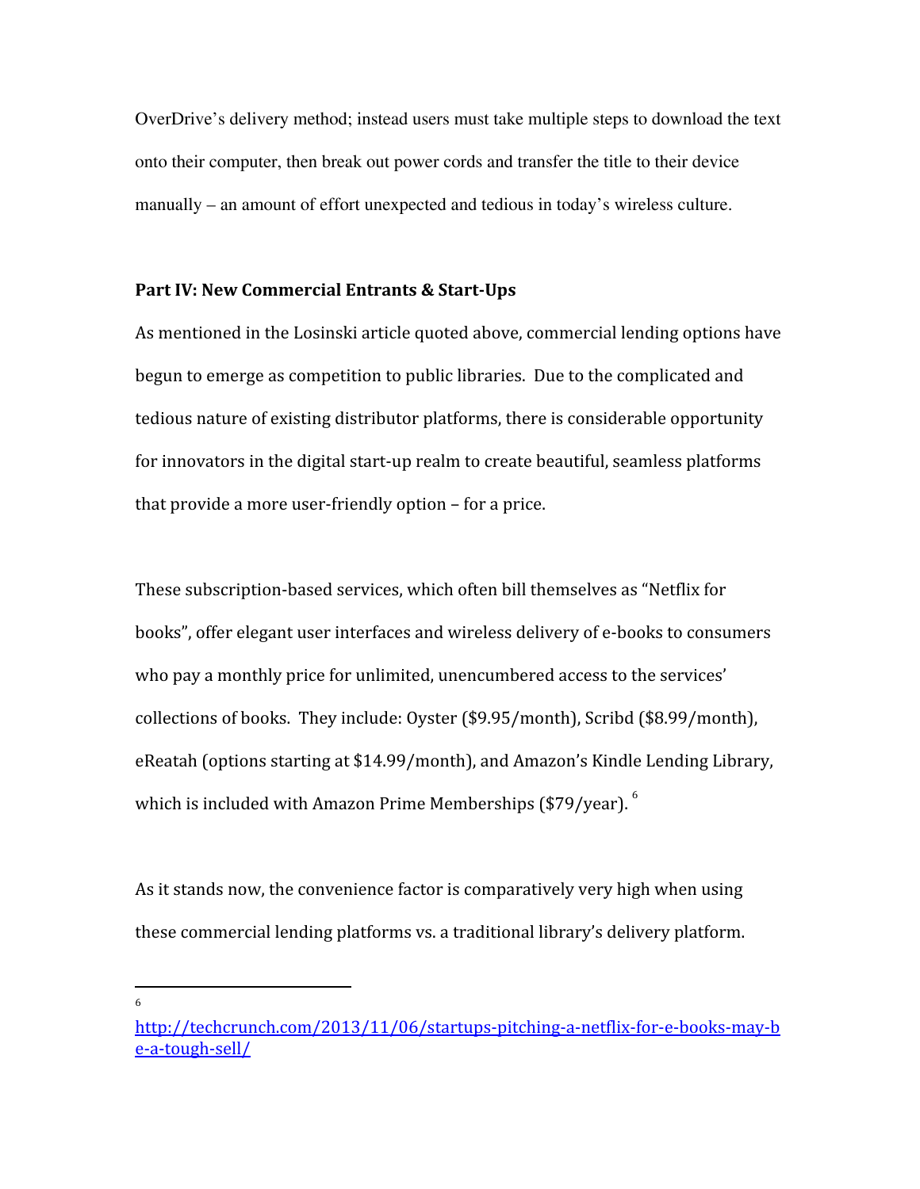OverDrive's delivery method; instead users must take multiple steps to download the text onto their computer, then break out power cords and transfer the title to their device manually – an amount of effort unexpected and tedious in today's wireless culture.

**Part IV: New Commercial Entrants & Start-Ups**

As mentioned in the Losinski article quoted above, commercial lending options have begun to emerge as competition to public libraries. Due to the complicated and tedious nature of existing distributor platforms, there is considerable opportunity for innovators in the digital start-up realm to create beautiful, seamless platforms that provide a more user-friendly option – for a price.

These subscription-based services, which often bill themselves as "Netflix for books", offer elegant user interfaces and wireless delivery of e-books to consumers who pay a monthly price for unlimited, unencumbered access to the services' collections of books. They include: Oyster ($9.95/month), Scribd ($8.99/month), eReatah (options starting at $14.99/month), and Amazon's Kindle Lending Library, which is included with Amazon Prime Memberships ($79/year).[6]

As it stands now, the convenience factor is comparatively very high when using these commercial lending platforms vs. a traditional library's delivery platform.

---

[6] http://techcrunch.com/2013/11/06/startups-pitching-a-netflix-for-e-books-may-be-a-tough-sell/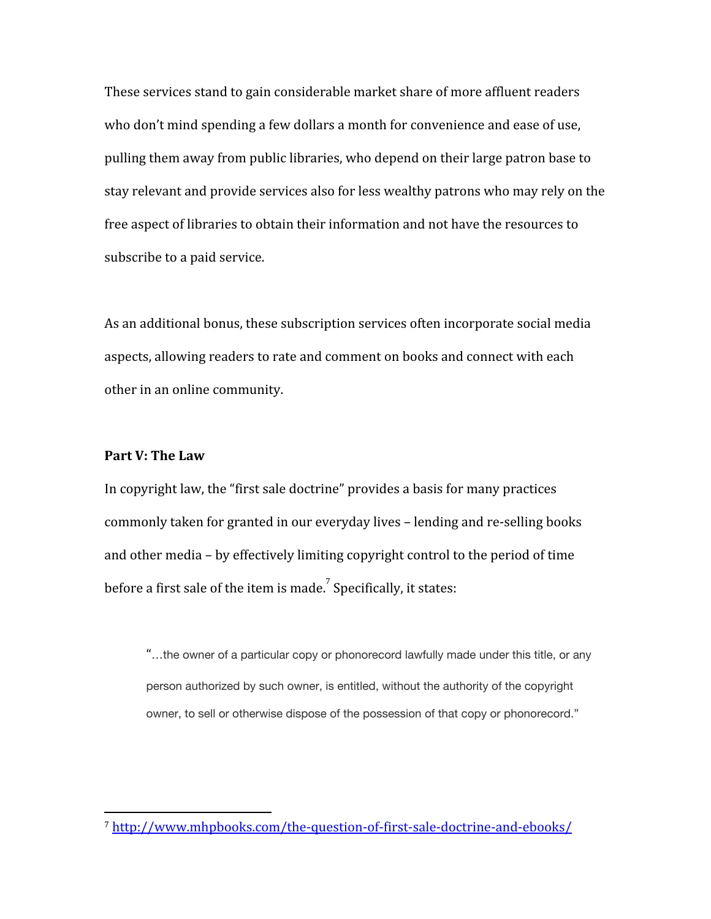These services stand to gain considerable market share of more affluent readers who don't mind spending a few dollars a month for convenience and ease of use, pulling them away from public libraries, who depend on their large patron base to stay relevant and provide services also for less wealthy patrons who may rely on the free aspect of libraries to obtain their information and not have the resources to subscribe to a paid service.

As an additional bonus, these subscription services often incorporate social media aspects, allowing readers to rate and comment on books and connect with each other in an online community.

**Part V: The Law**

In copyright law, the "first sale doctrine" provides a basis for many practices commonly taken for granted in our everyday lives – lending and re-selling books and other media – by effectively limiting copyright control to the period of time before a first sale of the item is made.[7] Specifically, it states:

> "…the owner of a particular copy or phonorecord lawfully made under this title, or any person authorized by such owner, is entitled, without the authority of the copyright owner, to sell or otherwise dispose of the possession of that copy or phonorecord."

---

[7] http://www.mhpbooks.com/the-question-of-first-sale-doctrine-and-ebooks/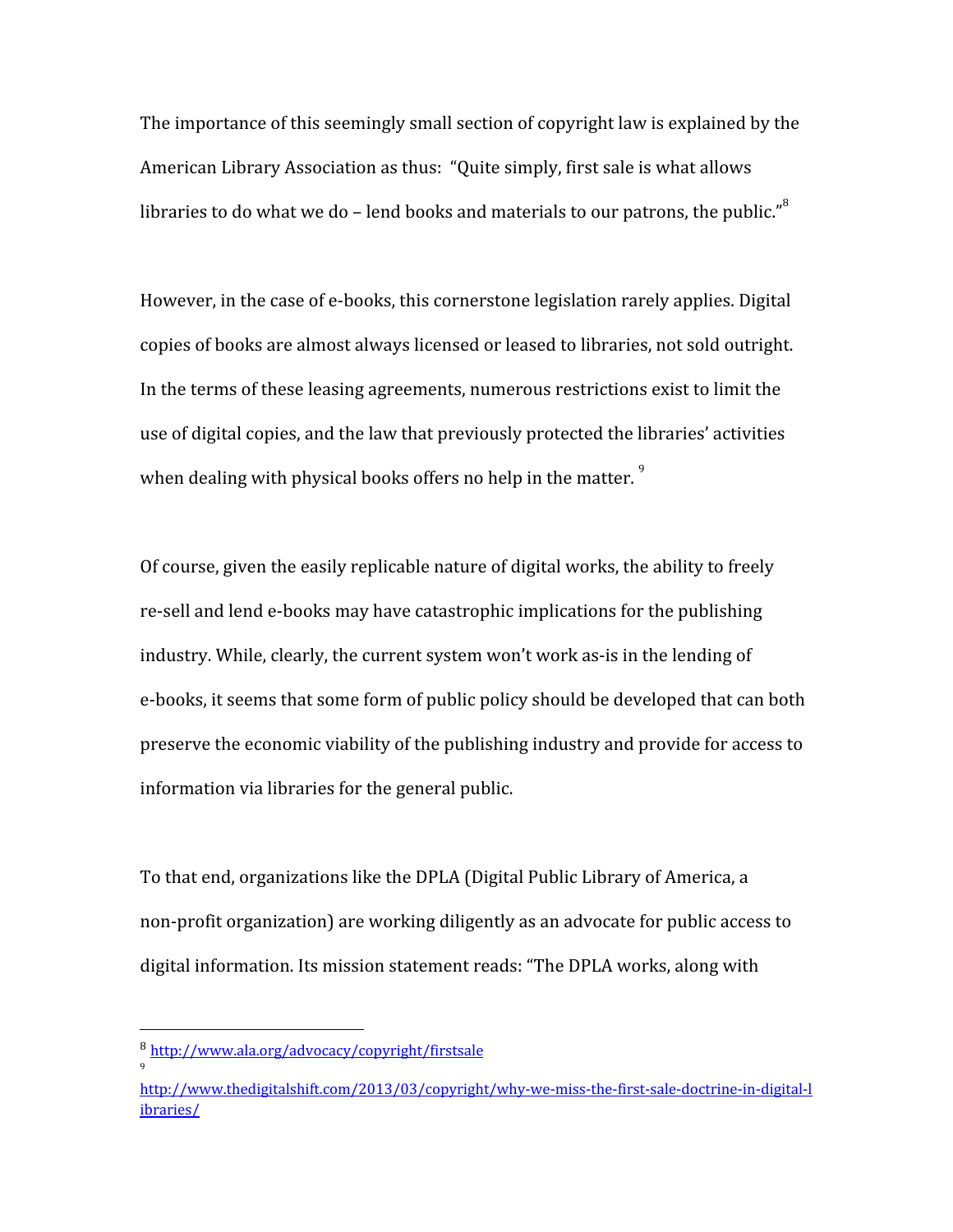The importance of this seemingly small section of copyright law is explained by the American Library Association as thus: "Quite simply, first sale is what allows libraries to do what we do – lend books and materials to our patrons, the public."[8]

However, in the case of e-books, this cornerstone legislation rarely applies. Digital copies of books are almost always licensed or leased to libraries, not sold outright. In the terms of these leasing agreements, numerous restrictions exist to limit the use of digital copies, and the law that previously protected the libraries' activities when dealing with physical books offers no help in the matter. [9]

Of course, given the easily replicable nature of digital works, the ability to freely re-sell and lend e-books may have catastrophic implications for the publishing industry. While, clearly, the current system won't work as-is in the lending of e-books, it seems that some form of public policy should be developed that can both preserve the economic viability of the publishing industry and provide for access to information via libraries for the general public.

To that end, organizations like the DPLA (Digital Public Library of America, a non-profit organization) are working diligently as an advocate for public access to digital information. Its mission statement reads: "The DPLA works, along with

---

[8] http://www.ala.org/advocacy/copyright/firstsale

[9] http://www.thedigitalshift.com/2013/03/copyright/why-we-miss-the-first-sale-doctrine-in-digital-libraries/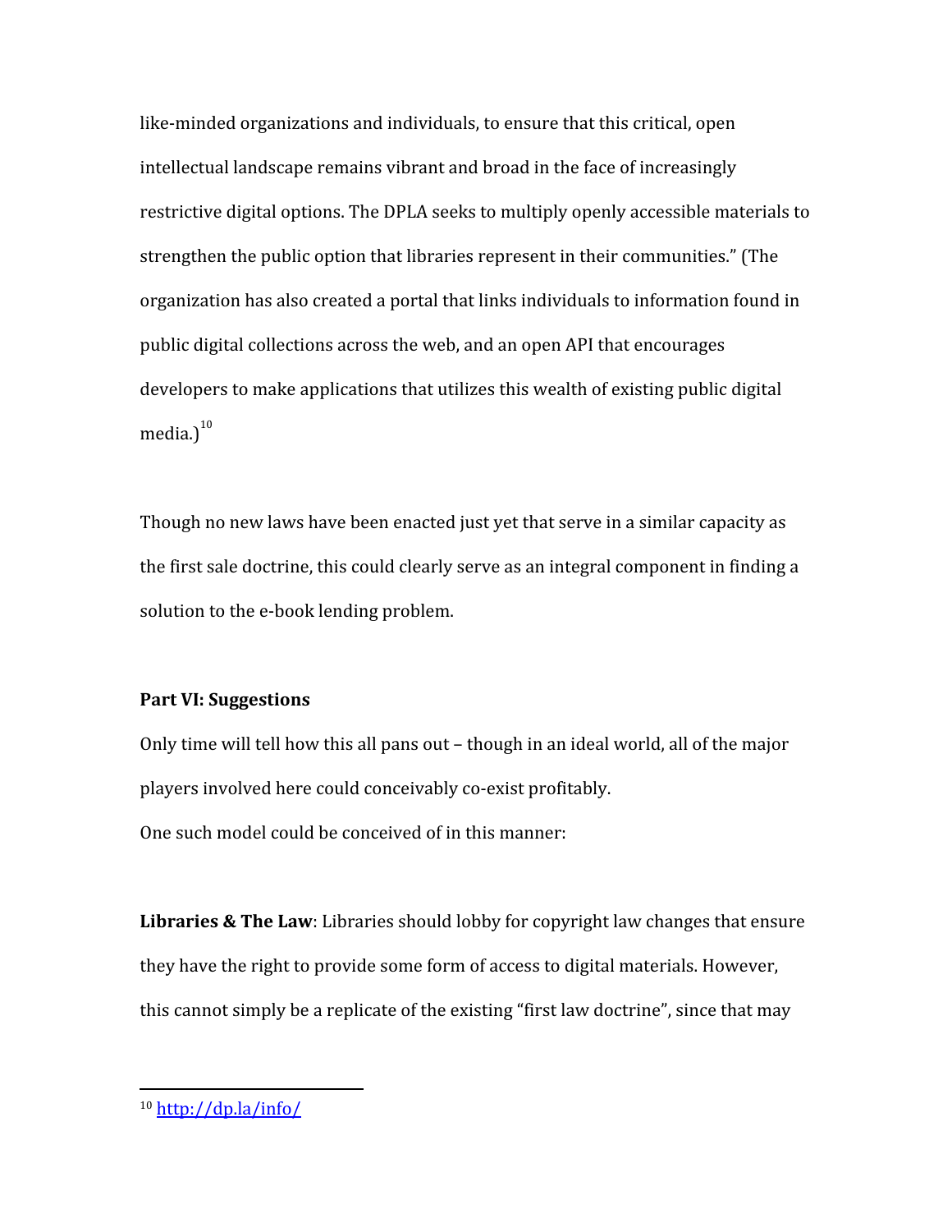like-minded organizations and individuals, to ensure that this critical, open intellectual landscape remains vibrant and broad in the face of increasingly restrictive digital options. The DPLA seeks to multiply openly accessible materials to strengthen the public option that libraries represent in their communities." (The organization has also created a portal that links individuals to information found in public digital collections across the web, and an open API that encourages developers to make applications that utilizes this wealth of existing public digital media.)[10]

Though no new laws have been enacted just yet that serve in a similar capacity as the first sale doctrine, this could clearly serve as an integral component in finding a solution to the e-book lending problem.

**Part VI: Suggestions**

Only time will tell how this all pans out – though in an ideal world, all of the major players involved here could conceivably co-exist profitably.

One such model could be conceived of in this manner:

**Libraries & The Law**: Libraries should lobby for copyright law changes that ensure they have the right to provide some form of access to digital materials. However, this cannot simply be a replicate of the existing "first law doctrine", since that may

---

[10] http://dp.la/info/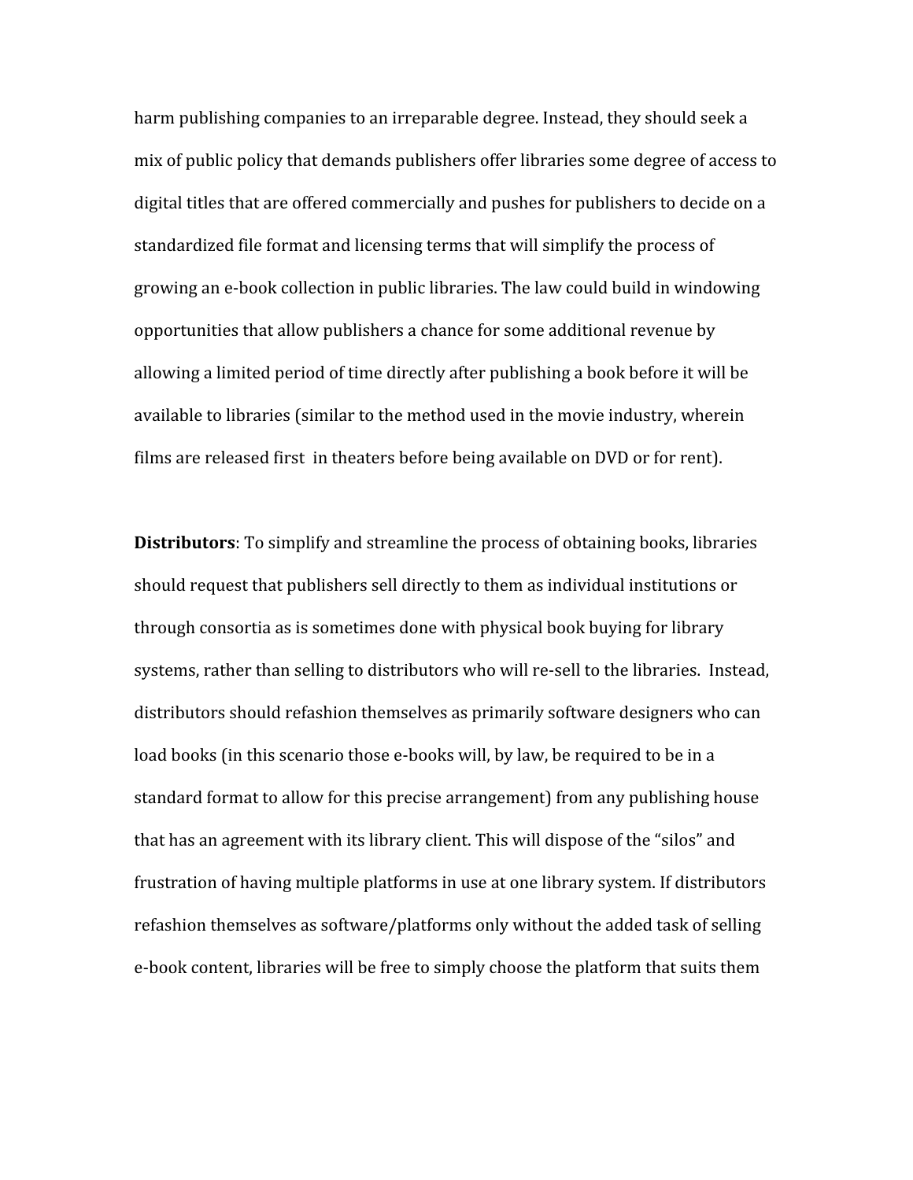harm publishing companies to an irreparable degree. Instead, they should seek a mix of public policy that demands publishers offer libraries some degree of access to digital titles that are offered commercially and pushes for publishers to decide on a standardized file format and licensing terms that will simplify the process of growing an e-book collection in public libraries. The law could build in windowing opportunities that allow publishers a chance for some additional revenue by allowing a limited period of time directly after publishing a book before it will be available to libraries (similar to the method used in the movie industry, wherein films are released first in theaters before being available on DVD or for rent).

**Distributors**: To simplify and streamline the process of obtaining books, libraries should request that publishers sell directly to them as individual institutions or through consortia as is sometimes done with physical book buying for library systems, rather than selling to distributors who will re-sell to the libraries. Instead, distributors should refashion themselves as primarily software designers who can load books (in this scenario those e-books will, by law, be required to be in a standard format to allow for this precise arrangement) from any publishing house that has an agreement with its library client. This will dispose of the "silos" and frustration of having multiple platforms in use at one library system. If distributors refashion themselves as software/platforms only without the added task of selling e-book content, libraries will be free to simply choose the platform that suits them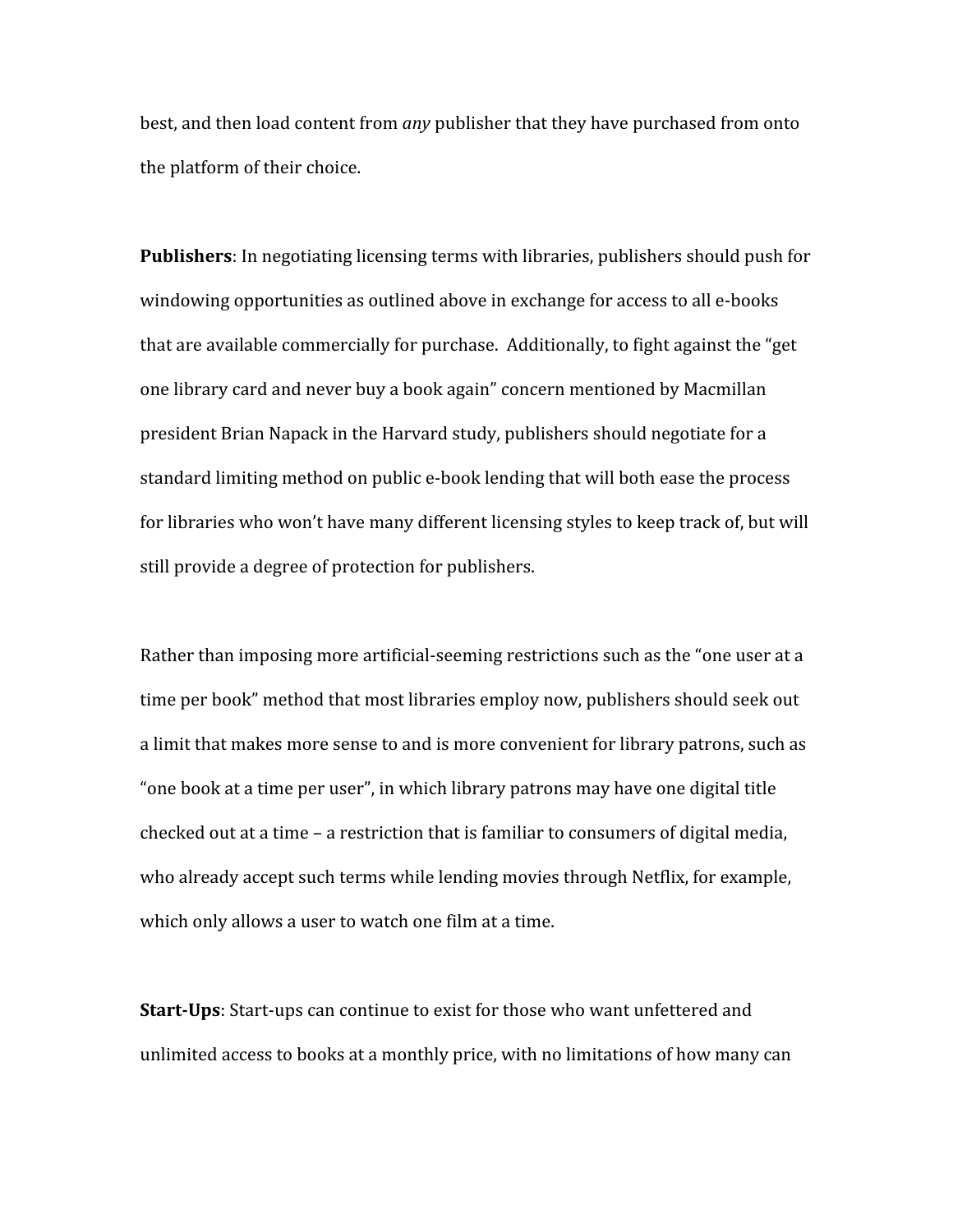best, and then load content from *any* publisher that they have purchased from onto the platform of their choice.

**Publishers**: In negotiating licensing terms with libraries, publishers should push for windowing opportunities as outlined above in exchange for access to all e-books that are available commercially for purchase. Additionally, to fight against the "get one library card and never buy a book again" concern mentioned by Macmillan president Brian Napack in the Harvard study, publishers should negotiate for a standard limiting method on public e-book lending that will both ease the process for libraries who won't have many different licensing styles to keep track of, but will still provide a degree of protection for publishers.

Rather than imposing more artificial-seeming restrictions such as the "one user at a time per book" method that most libraries employ now, publishers should seek out a limit that makes more sense to and is more convenient for library patrons, such as "one book at a time per user", in which library patrons may have one digital title checked out at a time – a restriction that is familiar to consumers of digital media, who already accept such terms while lending movies through Netflix, for example, which only allows a user to watch one film at a time.

**Start-Ups**: Start-ups can continue to exist for those who want unfettered and unlimited access to books at a monthly price, with no limitations of how many can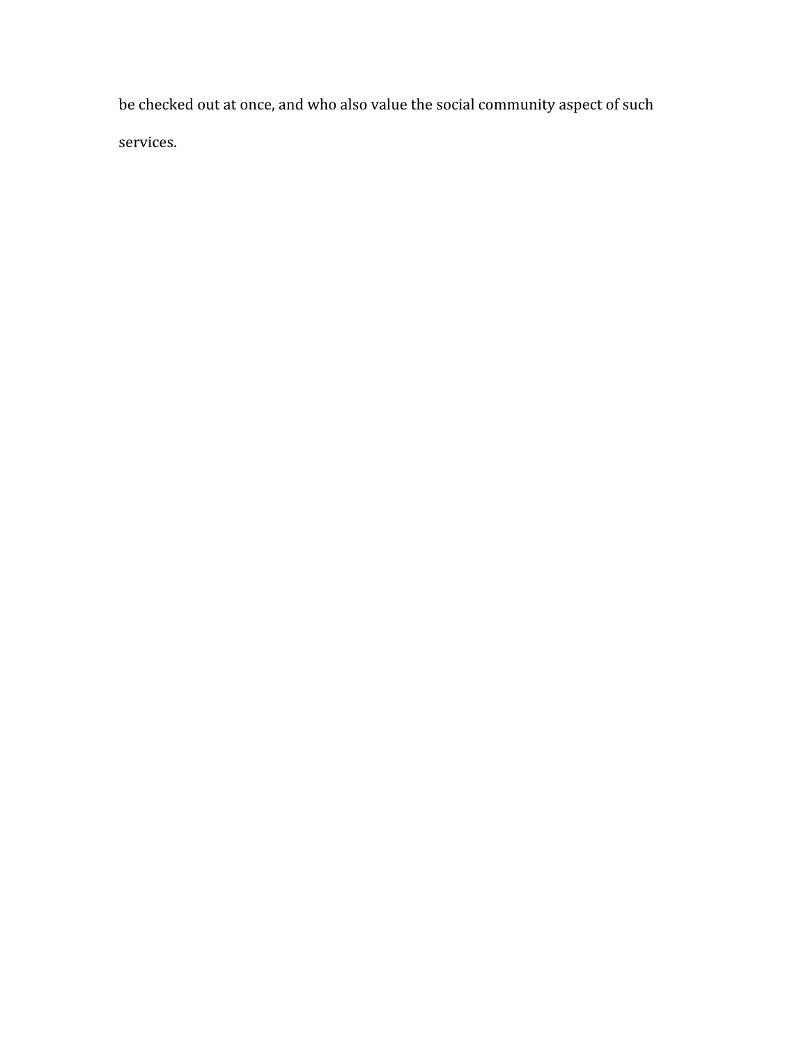be checked out at once, and who also value the social community aspect of such services.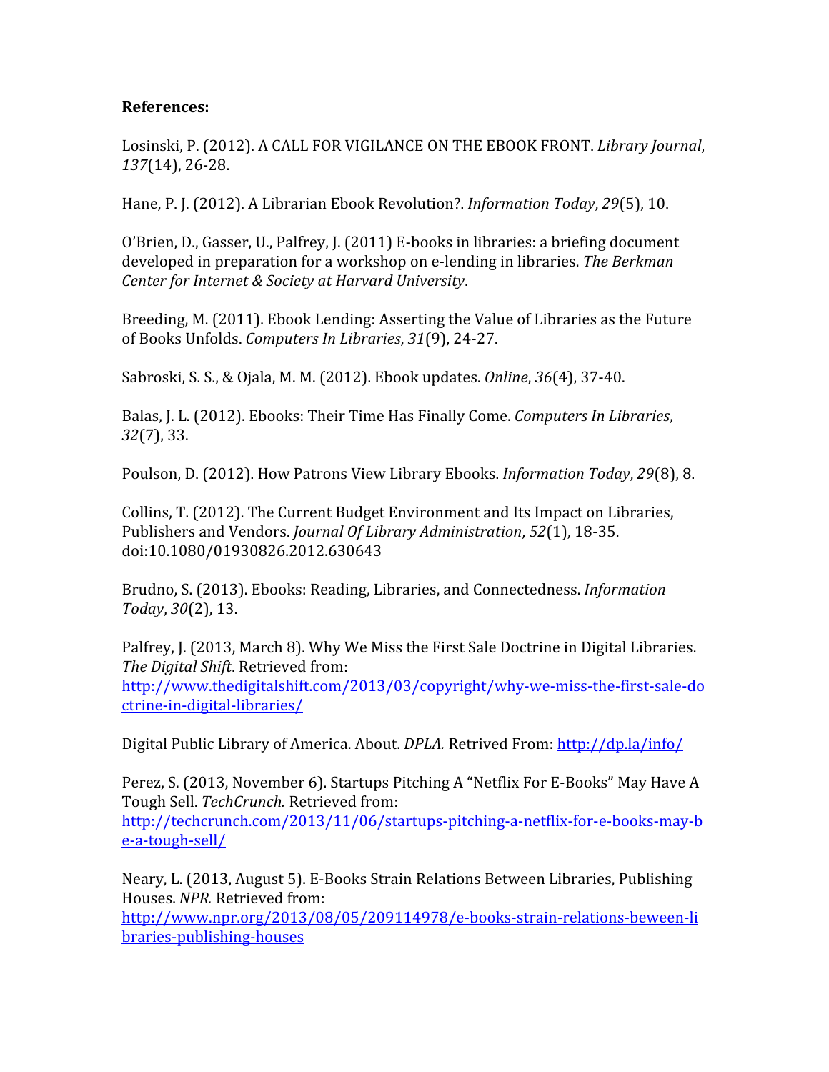**References:**

Losinski, P. (2012). A CALL FOR VIGILANCE ON THE EBOOK FRONT. *Library Journal*, *137*(14), 26-28.

Hane, P. J. (2012). A Librarian Ebook Revolution?. *Information Today*, *29*(5), 10.

O'Brien, D., Gasser, U., Palfrey, J. (2011) E-books in libraries: a briefing document developed in preparation for a workshop on e-lending in libraries. *The Berkman Center for Internet & Society at Harvard University*.

Breeding, M. (2011). Ebook Lending: Asserting the Value of Libraries as the Future of Books Unfolds. *Computers In Libraries*, *31*(9), 24-27.

Sabroski, S. S., & Ojala, M. M. (2012). Ebook updates. *Online*, *36*(4), 37-40.

Balas, J. L. (2012). Ebooks: Their Time Has Finally Come. *Computers In Libraries*, *32*(7), 33.

Poulson, D. (2012). How Patrons View Library Ebooks. *Information Today*, *29*(8), 8.

Collins, T. (2012). The Current Budget Environment and Its Impact on Libraries, Publishers and Vendors. *Journal Of Library Administration*, *52*(1), 18-35. doi:10.1080/01930826.2012.630643

Brudno, S. (2013). Ebooks: Reading, Libraries, and Connectedness. *Information Today*, *30*(2), 13.

Palfrey, J. (2013, March 8). Why We Miss the First Sale Doctrine in Digital Libraries. *The Digital Shift*. Retrieved from: http://www.thedigitalshift.com/2013/03/copyright/why-we-miss-the-first-sale-doctrine-in-digital-libraries/

Digital Public Library of America. About. *DPLA.* Retrived From: http://dp.la/info/

Perez, S. (2013, November 6). Startups Pitching A "Netflix For E-Books" May Have A Tough Sell. *TechCrunch.* Retrieved from: http://techcrunch.com/2013/11/06/startups-pitching-a-netflix-for-e-books-may-be-a-tough-sell/

Neary, L. (2013, August 5). E-Books Strain Relations Between Libraries, Publishing Houses. *NPR.* Retrieved from: http://www.npr.org/2013/08/05/209114978/e-books-strain-relations-beween-libraries-publishing-houses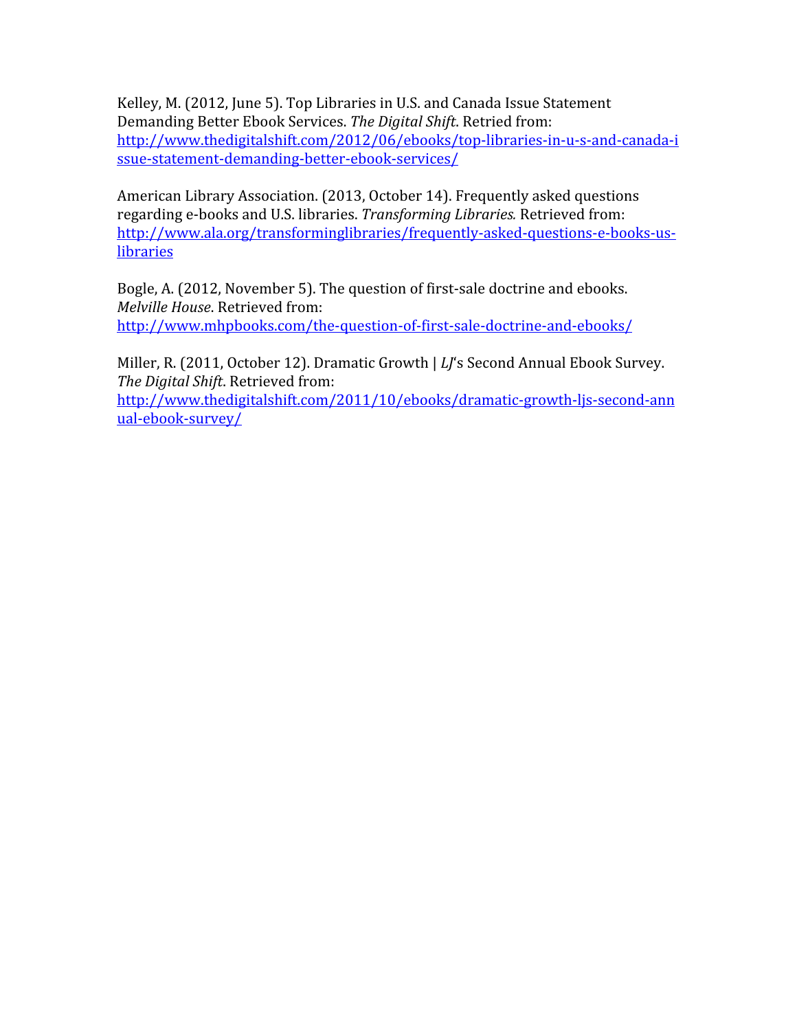Kelley, M. (2012, June 5). Top Libraries in U.S. and Canada Issue Statement Demanding Better Ebook Services. *The Digital Shift*. Retried from: http://www.thedigitalshift.com/2012/06/ebooks/top-libraries-in-u-s-and-canada-issue-statement-demanding-better-ebook-services/

American Library Association. (2013, October 14). Frequently asked questions regarding e-books and U.S. libraries. *Transforming Libraries.* Retrieved from: http://www.ala.org/transforminglibraries/frequently-asked-questions-e-books-us-libraries

Bogle, A. (2012, November 5). The question of first-sale doctrine and ebooks. *Melville House*. Retrieved from: http://www.mhpbooks.com/the-question-of-first-sale-doctrine-and-ebooks/

Miller, R. (2011, October 12). Dramatic Growth | *LJ*'s Second Annual Ebook Survey. *The Digital Shift*. Retrieved from: http://www.thedigitalshift.com/2011/10/ebooks/dramatic-growth-ljs-second-annual-ebook-survey/